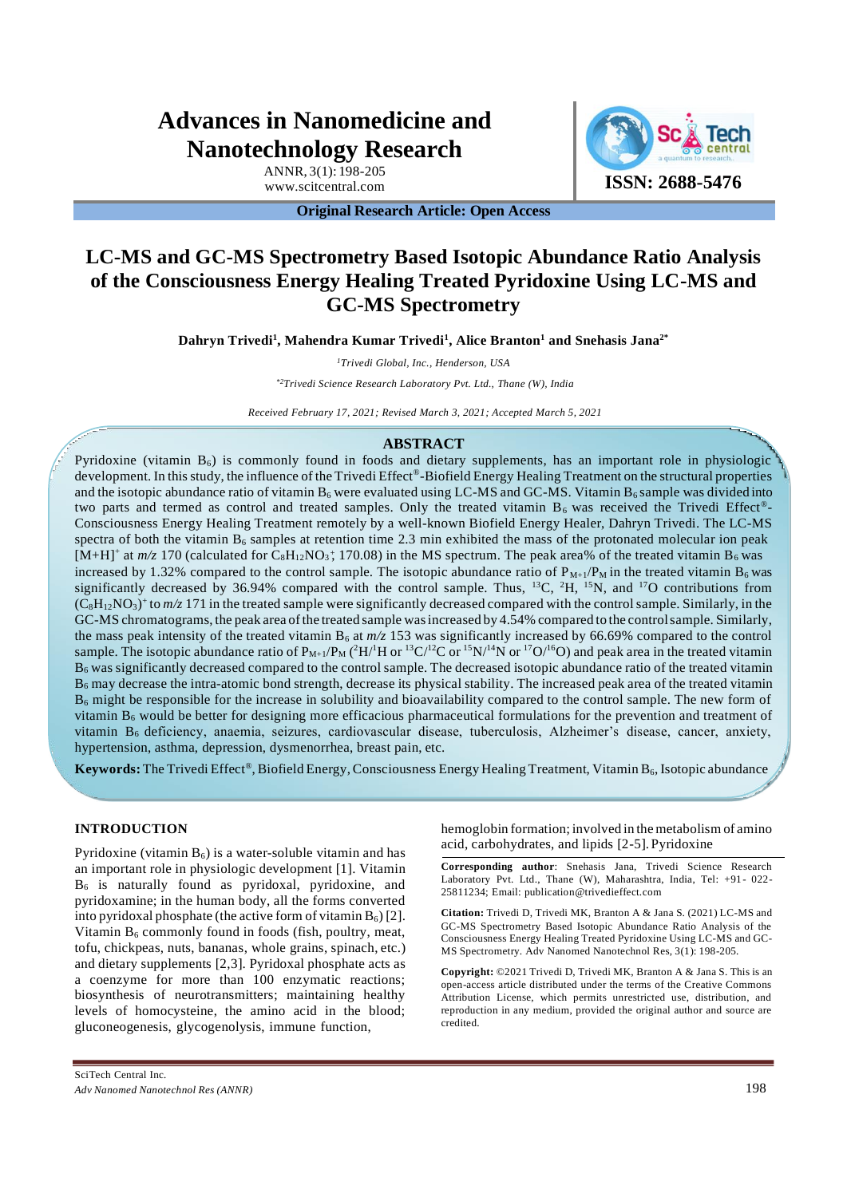# Advances in Nanomedicine and Nanotechnology Research

ANNR, 3(1): 198-205
www.scitcentral.com

ISSN: 2688-5476

**Original Research Article: Open Access**

# LC-MS and GC-MS Spectrometry Based Isotopic Abundance Ratio Analysis of the Consciousness Energy Healing Treated Pyridoxine Using LC-MS and GC-MS Spectrometry

**Dahryn Trivedi[1], Mahendra Kumar Trivedi[1], Alice Branton[1] and Snehasis Jana[2*]**

*[1]Trivedi Global, Inc., Henderson, USA*

*[*2]Trivedi Science Research Laboratory Pvt. Ltd., Thane (W), India*

*Received February 17, 2021; Revised March 3, 2021; Accepted March 5, 2021*

## ABSTRACT

Pyridoxine (vitamin $B_6$) is commonly found in foods and dietary supplements, has an important role in physiologic development. In this study, the influence of the Trivedi Effect®-Biofield Energy Healing Treatment on the structural properties and the isotopic abundance ratio of vitamin $B_6$ were evaluated using LC-MS and GC-MS. Vitamin $B_6$ sample was divided into two parts and termed as control and treated samples. Only the treated vitamin $B_6$ was received the Trivedi Effect®-Consciousness Energy Healing Treatment remotely by a well-known Biofield Energy Healer, Dahryn Trivedi. The LC-MS spectra of both the vitamin $B_6$ samples at retention time 2.3 min exhibited the mass of the protonated molecular ion peak $[M+H]^+$ at *m/z* 170 (calculated for $C_8H_{12}NO_3^+$; 170.08) in the MS spectrum. The peak area% of the treated vitamin $B_6$ was increased by 1.32% compared to the control sample. The isotopic abundance ratio of $P_{M+1}/P_M$ in the treated vitamin $B_6$ was significantly decreased by 36.94% compared with the control sample. Thus, $^{13}C$, $^{2}H$, $^{15}N$, and $^{17}O$ contributions from $(C_8H_{12}NO_3)^+$ to *m/z* 171 in the treated sample were significantly decreased compared with the control sample. Similarly, in the GC-MS chromatograms, the peak area of the treated sample was increased by 4.54% compared to the control sample. Similarly, the mass peak intensity of the treated vitamin $B_6$ at *m/z* 153 was significantly increased by 66.69% compared to the control sample. The isotopic abundance ratio of $P_{M+1}/P_M$ ($^2H/^1H$ or $^{13}C/^{12}C$ or $^{15}N/^{14}N$ or $^{17}O/^{16}O$) and peak area in the treated vitamin $B_6$ was significantly decreased compared to the control sample. The decreased isotopic abundance ratio of the treated vitamin $B_6$ may decrease the intra-atomic bond strength, decrease its physical stability. The increased peak area of the treated vitamin $B_6$ might be responsible for the increase in solubility and bioavailability compared to the control sample. The new form of vitamin $B_6$ would be better for designing more efficacious pharmaceutical formulations for the prevention and treatment of vitamin $B_6$ deficiency, anaemia, seizures, cardiovascular disease, tuberculosis, Alzheimer's disease, cancer, anxiety, hypertension, asthma, depression, dysmenorrhea, breast pain, etc.

**Keywords:** The Trivedi Effect®, Biofield Energy, Consciousness Energy Healing Treatment, Vitamin $B_6$, Isotopic abundance

## INTRODUCTION

Pyridoxine (vitamin $B_6$) is a water-soluble vitamin and has an important role in physiologic development [1]. Vitamin $B_6$ is naturally found as pyridoxal, pyridoxine, and pyridoxamine; in the human body, all the forms converted into pyridoxal phosphate (the active form of vitamin $B_6$) [2]. Vitamin $B_6$ commonly found in foods (fish, poultry, meat, tofu, chickpeas, nuts, bananas, whole grains, spinach, etc.) and dietary supplements [2,3]. Pyridoxal phosphate acts as a coenzyme for more than 100 enzymatic reactions; biosynthesis of neurotransmitters; maintaining healthy levels of homocysteine, the amino acid in the blood; gluconeogenesis, glycogenolysis, immune function, hemoglobin formation; involved in the metabolism of amino acid, carbohydrates, and lipids [2-5]. Pyridoxine

**Corresponding author**: Snehasis Jana, Trivedi Science Research Laboratory Pvt. Ltd., Thane (W), Maharashtra, India, Tel: +91- 022-25811234; Email: publication@trivedieffect.com

**Citation:** Trivedi D, Trivedi MK, Branton A & Jana S. (2021) LC-MS and GC-MS Spectrometry Based Isotopic Abundance Ratio Analysis of the Consciousness Energy Healing Treated Pyridoxine Using LC-MS and GC-MS Spectrometry. Adv Nanomed Nanotechnol Res, 3(1): 198-205.

**Copyright:** ©2021 Trivedi D, Trivedi MK, Branton A & Jana S. This is an open-access article distributed under the terms of the Creative Commons Attribution License, which permits unrestricted use, distribution, and reproduction in any medium, provided the original author and source are credited.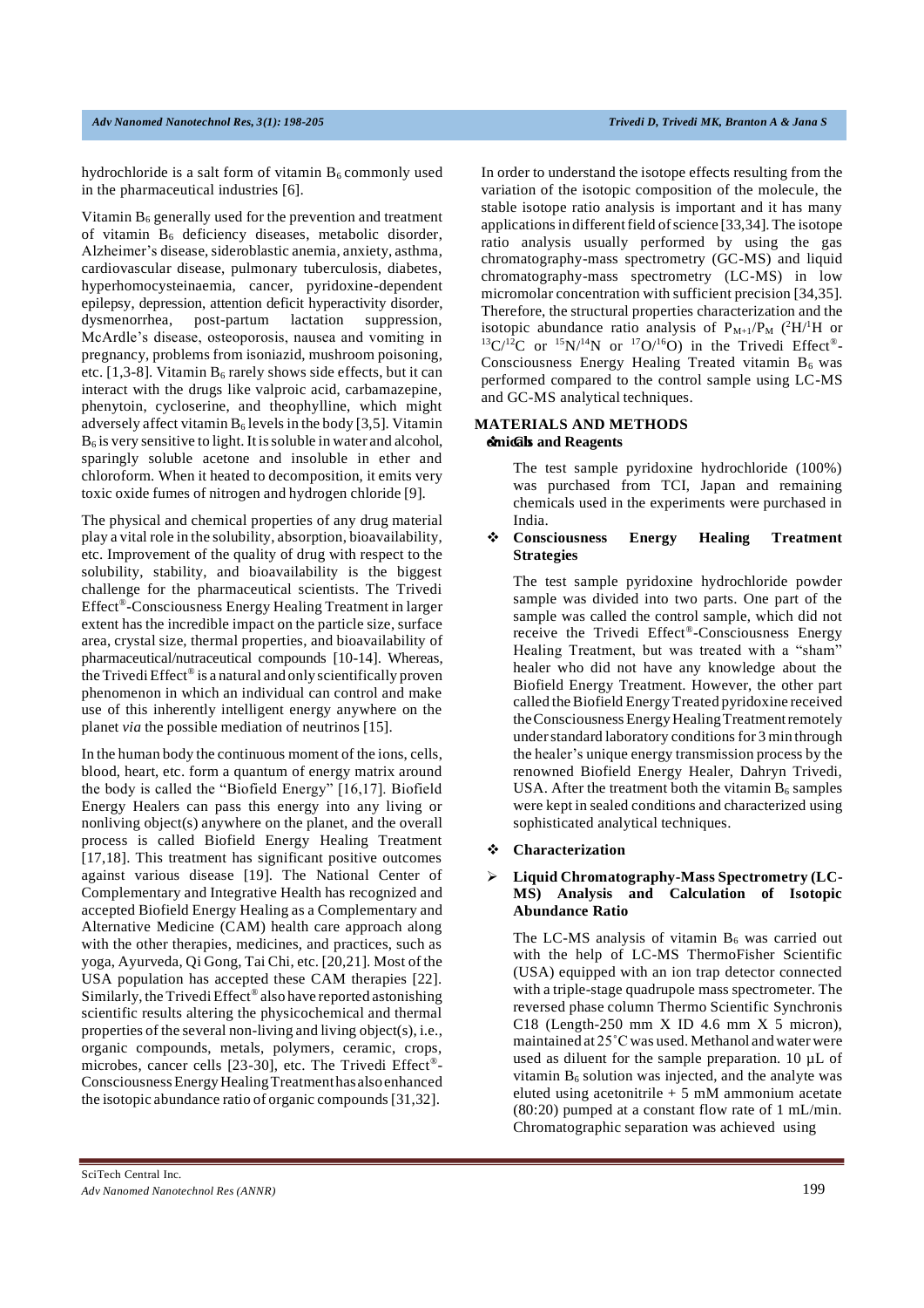hydrochloride is a salt form of vitamin $B_6$ commonly used in the pharmaceutical industries [6].

Vitamin $B_6$ generally used for the prevention and treatment of vitamin $B_6$ deficiency diseases, metabolic disorder, Alzheimer's disease, sideroblastic anemia, anxiety, asthma, cardiovascular disease, pulmonary tuberculosis, diabetes, hyperhomocysteinaemia, cancer, pyridoxine-dependent epilepsy, depression, attention deficit hyperactivity disorder, dysmenorrhea, post-partum lactation suppression, McArdle's disease, osteoporosis, nausea and vomiting in pregnancy, problems from isoniazid, mushroom poisoning, etc. [1,3-8]. Vitamin $B_6$ rarely shows side effects, but it can interact with the drugs like valproic acid, carbamazepine, phenytoin, cycloserine, and theophylline, which might adversely affect vitamin $B_6$ levels in the body [3,5]. Vitamin $B_6$ is very sensitive to light. It is soluble in water and alcohol, sparingly soluble acetone and insoluble in ether and chloroform. When it heated to decomposition, it emits very toxic oxide fumes of nitrogen and hydrogen chloride [9].

The physical and chemical properties of any drug material play a vital role in the solubility, absorption, bioavailability, etc. Improvement of the quality of drug with respect to the solubility, stability, and bioavailability is the biggest challenge for the pharmaceutical scientists. The Trivedi Effect®-Consciousness Energy Healing Treatment in larger extent has the incredible impact on the particle size, surface area, crystal size, thermal properties, and bioavailability of pharmaceutical/nutraceutical compounds [10-14]. Whereas, the Trivedi Effect® is a natural and only scientifically proven phenomenon in which an individual can control and make use of this inherently intelligent energy anywhere on the planet *via* the possible mediation of neutrinos [15].

In the human body the continuous moment of the ions, cells, blood, heart, etc. form a quantum of energy matrix around the body is called the "Biofield Energy" [16,17]. Biofield Energy Healers can pass this energy into any living or nonliving object(s) anywhere on the planet, and the overall process is called Biofield Energy Healing Treatment [17,18]. This treatment has significant positive outcomes against various disease [19]. The National Center of Complementary and Integrative Health has recognized and accepted Biofield Energy Healing as a Complementary and Alternative Medicine (CAM) health care approach along with the other therapies, medicines, and practices, such as yoga, Ayurveda, Qi Gong, Tai Chi, etc. [20,21]. Most of the USA population has accepted these CAM therapies [22]. Similarly, the Trivedi Effect® also have reported astonishing scientific results altering the physicochemical and thermal properties of the several non-living and living object(s), i.e., organic compounds, metals, polymers, ceramic, crops, microbes, cancer cells [23-30], etc. The Trivedi Effect®-Consciousness Energy Healing Treatment has also enhanced the isotopic abundance ratio of organic compounds [31,32].

In order to understand the isotope effects resulting from the variation of the isotopic composition of the molecule, the stable isotope ratio analysis is important and it has many applications in different field of science [33,34]. The isotope ratio analysis usually performed by using the gas chromatography-mass spectrometry (GC-MS) and liquid chromatography-mass spectrometry (LC-MS) in low micromolar concentration with sufficient precision [34,35]. Therefore, the structural properties characterization and the isotopic abundance ratio analysis of $P_{M+1}/P_M$ ($^{2}H/^{1}H$ or $^{13}C/^{12}C$ or $^{15}N/^{14}N$ or $^{17}O/^{16}O$) in the Trivedi Effect®-Consciousness Energy Healing Treated vitamin $B_6$ was performed compared to the control sample using LC-MS and GC-MS analytical techniques.

## MATERIALS AND METHODS

- **Chemicals and Reagents**

The test sample pyridoxine hydrochloride (100%) was purchased from TCI, Japan and remaining chemicals used in the experiments were purchased in India.

- **Consciousness Energy Healing Treatment Strategies**

The test sample pyridoxine hydrochloride powder sample was divided into two parts. One part of the sample was called the control sample, which did not receive the Trivedi Effect®-Consciousness Energy Healing Treatment, but was treated with a "sham" healer who did not have any knowledge about the Biofield Energy Treatment. However, the other part called the Biofield Energy Treated pyridoxine received the Consciousness Energy Healing Treatment remotely under standard laboratory conditions for 3 min through the healer's unique energy transmission process by the renowned Biofield Energy Healer, Dahryn Trivedi, USA. After the treatment both the vitamin $B_6$ samples were kept in sealed conditions and characterized using sophisticated analytical techniques.

- **Characterization**

- **Liquid Chromatography-Mass Spectrometry (LC-MS) Analysis and Calculation of Isotopic Abundance Ratio**

The LC-MS analysis of vitamin $B_6$ was carried out with the help of LC-MS ThermoFisher Scientific (USA) equipped with an ion trap detector connected with a triple-stage quadrupole mass spectrometer. The reversed phase column Thermo Scientific Synchronis C18 (Length-250 mm X ID 4.6 mm X 5 micron), maintained at 25˚C was used. Methanol and water were used as diluent for the sample preparation. 10 µL of vitamin $B_6$ solution was injected, and the analyte was eluted using acetonitrile + 5 mM ammonium acetate (80:20) pumped at a constant flow rate of 1 mL/min. Chromatographic separation was achieved using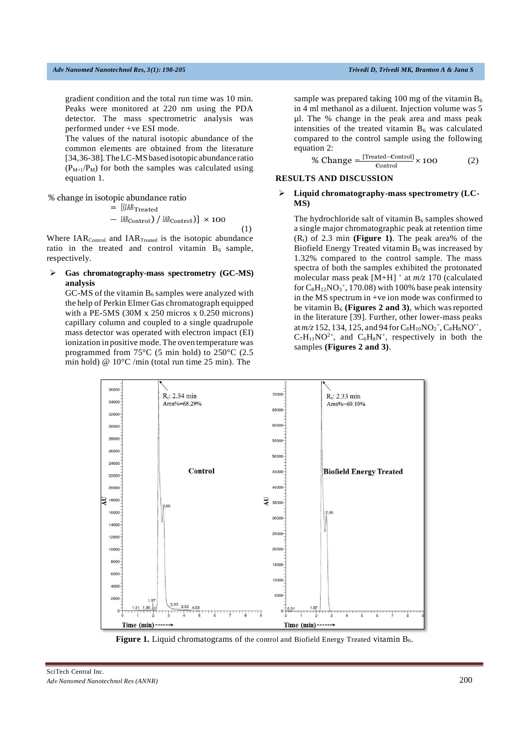gradient condition and the total run time was 10 min. Peaks were monitored at 220 nm using the PDA detector. The mass spectrometric analysis was performed under +ve ESI mode.

The values of the natural isotopic abundance of the common elements are obtained from the literature [34,36-38]. The LC-MS based isotopic abundance ratio ($P_{M+1}/P_M$) for both the samples was calculated using equation 1.

$$\% \text{ change in isotopic abundance ratio} = [(IAR_{Treated} - IAR_{Control}) / IAR_{Control}] \times 100 \quad (1)$$

Where $IAR_{Control}$ and $IAR_{Treated}$ is the isotopic abundance ratio in the treated and control vitamin $B_6$ sample, respectively.

- **Gas chromatography-mass spectrometry (GC-MS) analysis**

GC-MS of the vitamin $B_6$ samples were analyzed with the help of Perkin Elmer Gas chromatograph equipped with a PE-5MS (30M x 250 micros x 0.250 microns) capillary column and coupled to a single quadrupole mass detector was operated with electron impact (EI) ionization in positive mode. The oven temperature was programmed from 75°C (5 min hold) to 250°C (2.5 min hold) @ 10°C /min (total run time 25 min). The sample was prepared taking 100 mg of the vitamin $B_6$ in 4 ml methanol as a diluent. Injection volume was 5 µl. The % change in the peak area and mass peak intensities of the treated vitamin $B_6$ was calculated compared to the control sample using the following equation 2:

$$\% \text{ Change} = \frac{[\text{Treated} - \text{Control}]}{\text{Control}} \times 100 \quad (2)$$

## RESULTS AND DISCUSSION

- **Liquid chromatography-mass spectrometry (LC-MS)**

The hydrochloride salt of vitamin $B_6$ samples showed a single major chromatographic peak at retention time ($R_t$) of 2.3 min **(Figure 1)**. The peak area% of the Biofield Energy Treated vitamin $B_6$ was increased by 1.32% compared to the control sample. The mass spectra of both the samples exhibited the protonated molecular mass peak $[M+H]^+$ at *m/z* 170 (calculated for $C_8H_{12}NO_3^+$, 170.08) with 100% base peak intensity in the MS spectrum in +ve ion mode was confirmed to be vitamin $B_6$ **(Figures 2 and 3)**, which was reported in the literature [39]. Further, other lower-mass peaks at *m/z* 152, 134, 125, and 94 for $C_8H_{10}NO_2^+$, $C_8H_8NO^{+\bullet}$, $C_7H_{11}NO^{2+}$, and $C_6H_8N^+$, respectively in both the samples **(Figures 2 and 3)**.

**Figure 1.** Liquid chromatograms of the control and Biofield Energy Treated vitamin $B_6$.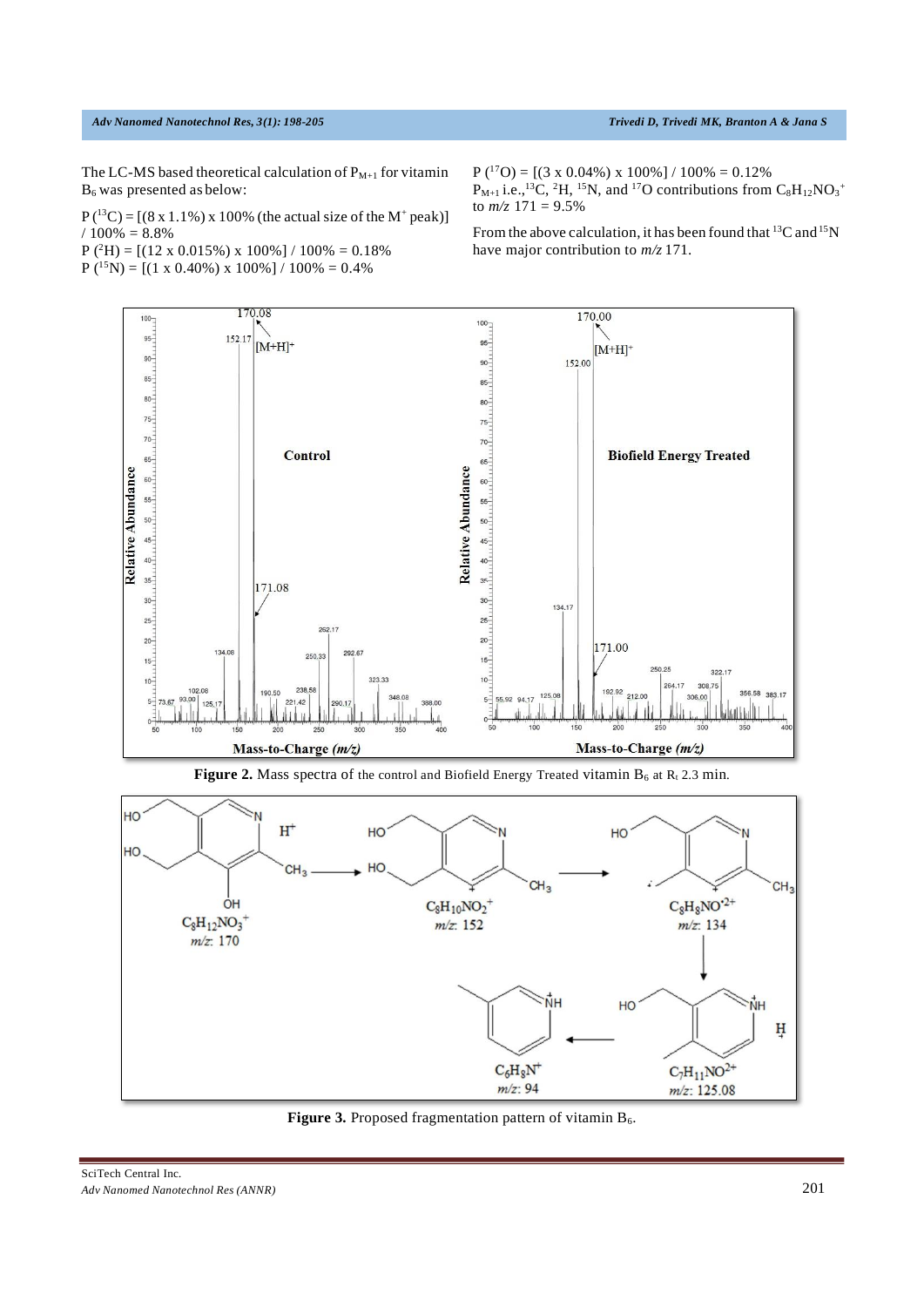The LC-MS based theoretical calculation of $P_{M+1}$ for vitamin $B_6$ was presented as below:

$P(^{13}C) = [(8 \times 1.1\%) \times 100\%$ (the actual size of the $M^+$ peak)$] / 100\% = 8.8\%$

$P(^{2}H) = [(12 \times 0.015\%) \times 100\%] / 100\% = 0.18\%$

$P(^{15}N) = [(1 \times 0.40\%) \times 100\%] / 100\% = 0.4\%$

$P(^{17}O) = [(3 \times 0.04\%) \times 100\%] / 100\% = 0.12\%$

$P_{M+1}$ i.e., $^{13}C$, $^{2}H$, $^{15}N$, and $^{17}O$ contributions from $C_8H_{12}NO_3^+$ to *m/z* 171 = 9.5%

From the above calculation, it has been found that $^{13}C$ and $^{15}N$ have major contribution to *m/z* 171.

**Figure 2.** Mass spectra of the control and Biofield Energy Treated vitamin $B_6$ at $R_t$ 2.3 min.

**Figure 3.** Proposed fragmentation pattern of vitamin $B_6$.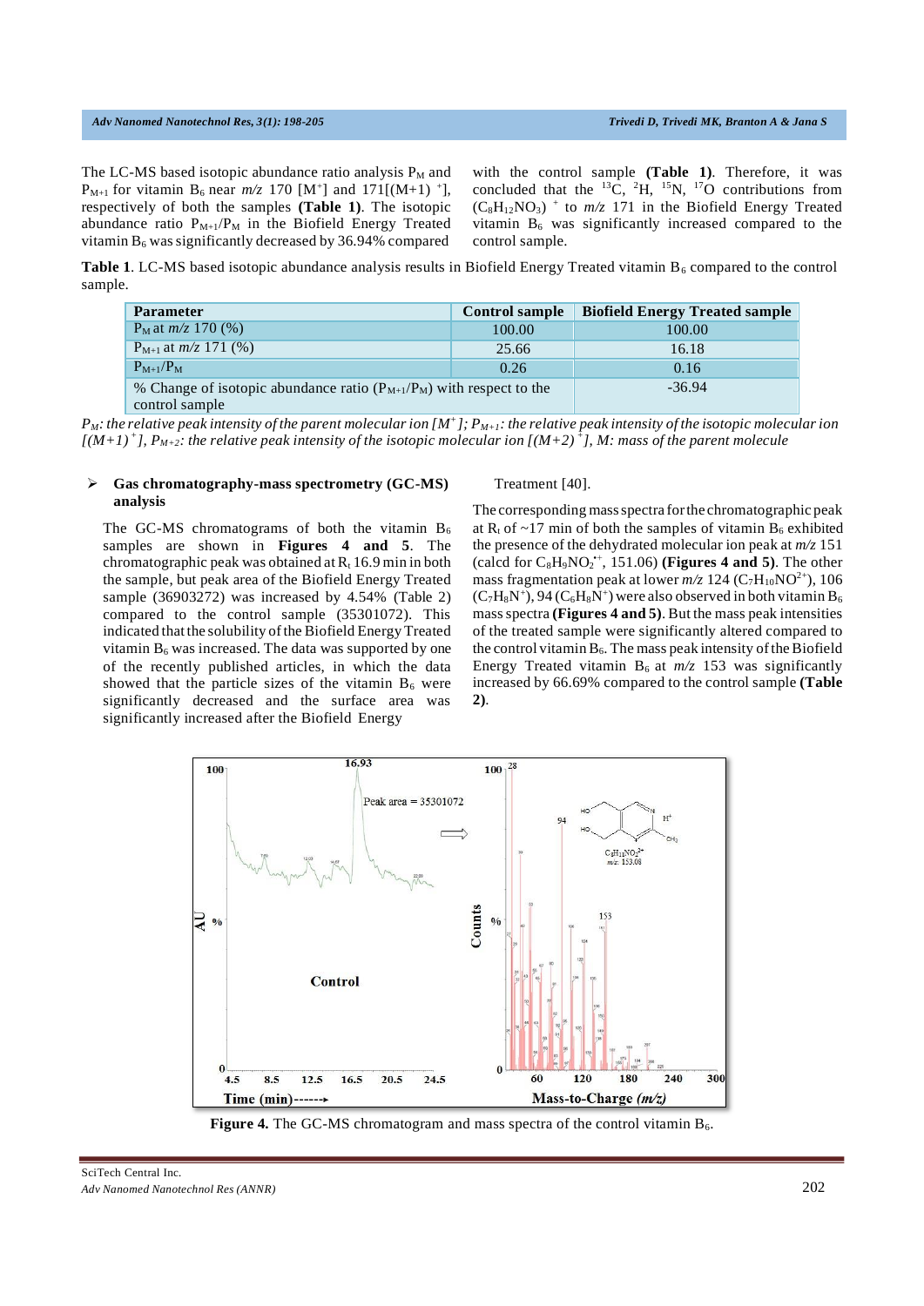The LC-MS based isotopic abundance ratio analysis $P_M$ and $P_{M+1}$ for vitamin $B_6$ near *m/z* 170 [$M^+$] and 171[$(M+1)^+$], respectively of both the samples **(Table 1)**. The isotopic abundance ratio $P_{M+1}/P_M$ in the Biofield Energy Treated vitamin $B_6$ was significantly decreased by 36.94% compared with the control sample **(Table 1)**. Therefore, it was concluded that the $^{13}C$, $^{2}H$, $^{15}N$, $^{17}O$ contributions from $(C_8H_{12}NO_3)^+$ to *m/z* 171 in the Biofield Energy Treated vitamin $B_6$ was significantly increased compared to the control sample.

**Table 1**. LC-MS based isotopic abundance analysis results in Biofield Energy Treated vitamin $B_6$ compared to the control sample.

| Parameter | Control sample | Biofield Energy Treated sample |
|---|---|---|
| $P_M$ at *m/z* 170 (%) | 100.00 | 100.00 |
| $P_{M+1}$ at *m/z* 171 (%) | 25.66 | 16.18 |
| $P_{M+1}/P_M$ | 0.26 | 0.16 |
| % Change of isotopic abundance ratio ($P_{M+1}/P_M$) with respect to the control sample | | -36.94 |

*$P_M$: the relative peak intensity of the parent molecular ion [$M^+$]; $P_{M+1}$: the relative peak intensity of the isotopic molecular ion [$(M+1)^+$], $P_{M+2}$: the relative peak intensity of the isotopic molecular ion [$(M+2)^+$], M: mass of the parent molecule*

### ➢ Gas chromatography-mass spectrometry (GC-MS) analysis

The GC-MS chromatograms of both the vitamin $B_6$ samples are shown in **Figures 4 and 5**. The chromatographic peak was obtained at $R_t$ 16.9 min in both the sample, but peak area of the Biofield Energy Treated sample (36903272) was increased by 4.54% (Table 2) compared to the control sample (35301072). This indicated that the solubility of the Biofield Energy Treated vitamin $B_6$ was increased. The data was supported by one of the recently published articles, in which the data showed that the particle sizes of the vitamin $B_6$ were significantly decreased and the surface area was significantly increased after the Biofield Energy Treatment [40].

The corresponding mass spectra for the chromatographic peak at $R_t$ of ~17 min of both the samples of vitamin $B_6$ exhibited the presence of the dehydrated molecular ion peak at *m/z* 151 (calcd for $C_8H_9NO_2^{\bullet+}$, 151.06) **(Figures 4 and 5)**. The other mass fragmentation peak at lower *m/z* 124 ($C_7H_{10}NO^{2+}$), 106 ($C_7H_8N^+$), 94 ($C_6H_8N^+$) were also observed in both vitamin $B_6$ mass spectra **(Figures 4 and 5)**. But the mass peak intensities of the treated sample were significantly altered compared to the control vitamin $B_6$. The mass peak intensity of the Biofield Energy Treated vitamin $B_6$ at *m/z* 153 was significantly increased by 66.69% compared to the control sample **(Table 2)**.

**Figure 4.** The GC-MS chromatogram and mass spectra of the control vitamin $B_6$.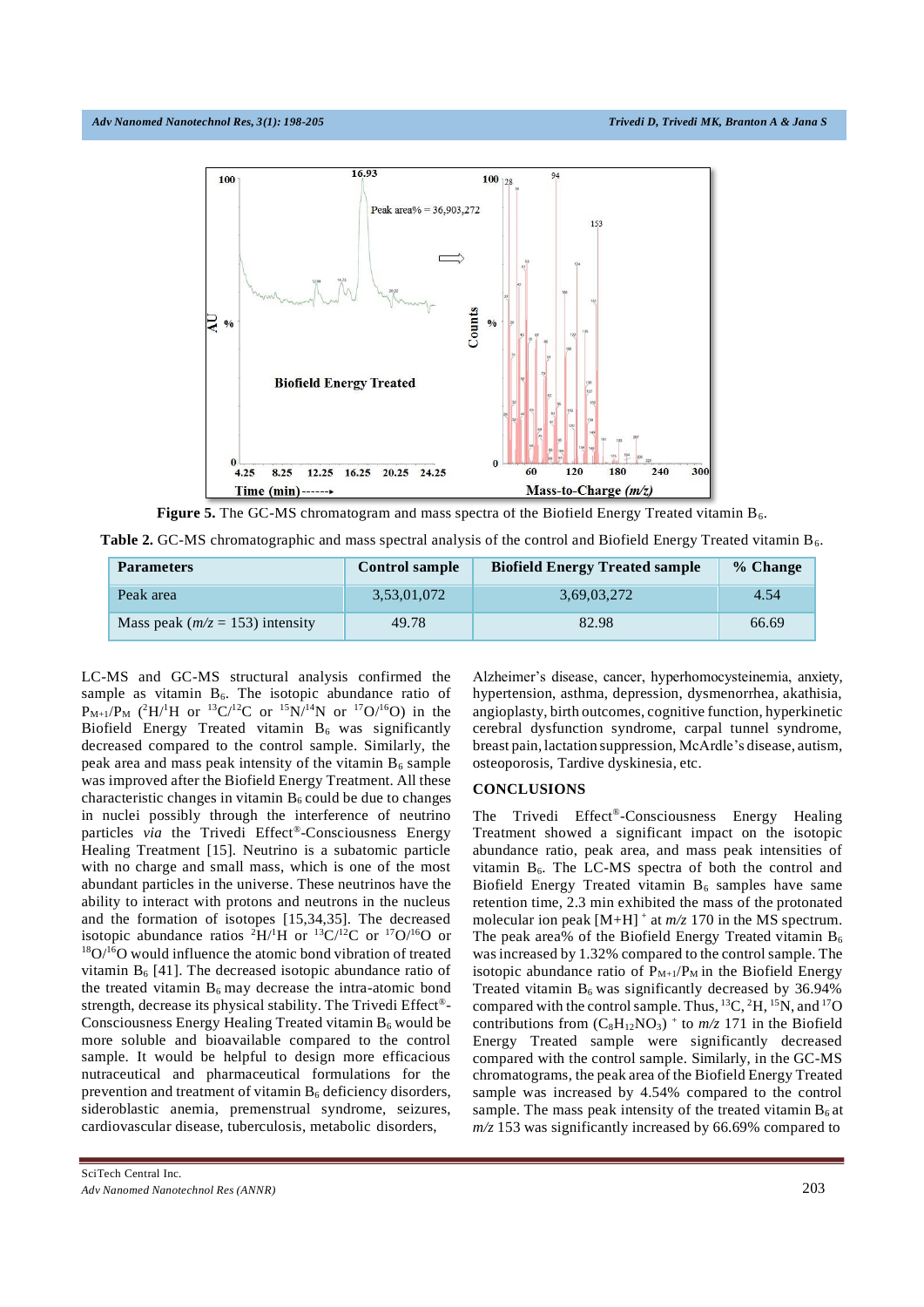**Figure 5.** The GC-MS chromatogram and mass spectra of the Biofield Energy Treated vitamin $B_6$.

**Table 2.** GC-MS chromatographic and mass spectral analysis of the control and Biofield Energy Treated vitamin $B_6$.

| Parameters | Control sample | Biofield Energy Treated sample | % Change |
|---|---|---|---|
| Peak area | 3,53,01,072 | 3,69,03,272 | 4.54 |
| Mass peak ($m/z$ = 153) intensity | 49.78 | 82.98 | 66.69 |

LC-MS and GC-MS structural analysis confirmed the sample as vitamin $B_6$. The isotopic abundance ratio of $P_{M+1}/P_M$ ($^2H/^1H$ or $^{13}C/^{12}C$ or $^{15}N/^{14}N$ or $^{17}O/^{16}O$) in the Biofield Energy Treated vitamin $B_6$ was significantly decreased compared to the control sample. Similarly, the peak area and mass peak intensity of the vitamin $B_6$ sample was improved after the Biofield Energy Treatment. All these characteristic changes in vitamin $B_6$ could be due to changes in nuclei possibly through the interference of neutrino particles *via* the Trivedi Effect®-Consciousness Energy Healing Treatment [15]. Neutrino is a subatomic particle with no charge and small mass, which is one of the most abundant particles in the universe. These neutrinos have the ability to interact with protons and neutrons in the nucleus and the formation of isotopes [15,34,35]. The decreased isotopic abundance ratios $^2H/^1H$ or $^{13}C/^{12}C$ or $^{17}O/^{16}O$ or $^{18}O/^{16}O$ would influence the atomic bond vibration of treated vitamin $B_6$ [41]. The decreased isotopic abundance ratio of the treated vitamin $B_6$ may decrease the intra-atomic bond strength, decrease its physical stability. The Trivedi Effect®-Consciousness Energy Healing Treated vitamin $B_6$ would be more soluble and bioavailable compared to the control sample. It would be helpful to design more efficacious nutraceutical and pharmaceutical formulations for the prevention and treatment of vitamin $B_6$ deficiency disorders, sideroblastic anemia, premenstrual syndrome, seizures, cardiovascular disease, tuberculosis, metabolic disorders, Alzheimer's disease, cancer, hyperhomocysteinemia, anxiety, hypertension, asthma, depression, dysmenorrhea, akathisia, angioplasty, birth outcomes, cognitive function, hyperkinetic cerebral dysfunction syndrome, carpal tunnel syndrome, breast pain, lactation suppression, McArdle's disease, autism, osteoporosis, Tardive dyskinesia, etc.

## CONCLUSIONS

The Trivedi Effect®-Consciousness Energy Healing Treatment showed a significant impact on the isotopic abundance ratio, peak area, and mass peak intensities of vitamin $B_6$. The LC-MS spectra of both the control and Biofield Energy Treated vitamin $B_6$ samples have same retention time, 2.3 min exhibited the mass of the protonated molecular ion peak $[M+H]^+$ at $m/z$ 170 in the MS spectrum. The peak area% of the Biofield Energy Treated vitamin $B_6$ was increased by 1.32% compared to the control sample. The isotopic abundance ratio of $P_{M+1}/P_M$ in the Biofield Energy Treated vitamin $B_6$ was significantly decreased by 36.94% compared with the control sample. Thus, $^{13}C$, $^2H$, $^{15}N$, and $^{17}O$ contributions from $(C_8H_{12}NO_3)^+$ to $m/z$ 171 in the Biofield Energy Treated sample were significantly decreased compared with the control sample. Similarly, in the GC-MS chromatograms, the peak area of the Biofield Energy Treated sample was increased by 4.54% compared to the control sample. The mass peak intensity of the treated vitamin $B_6$ at $m/z$ 153 was significantly increased by 66.69% compared to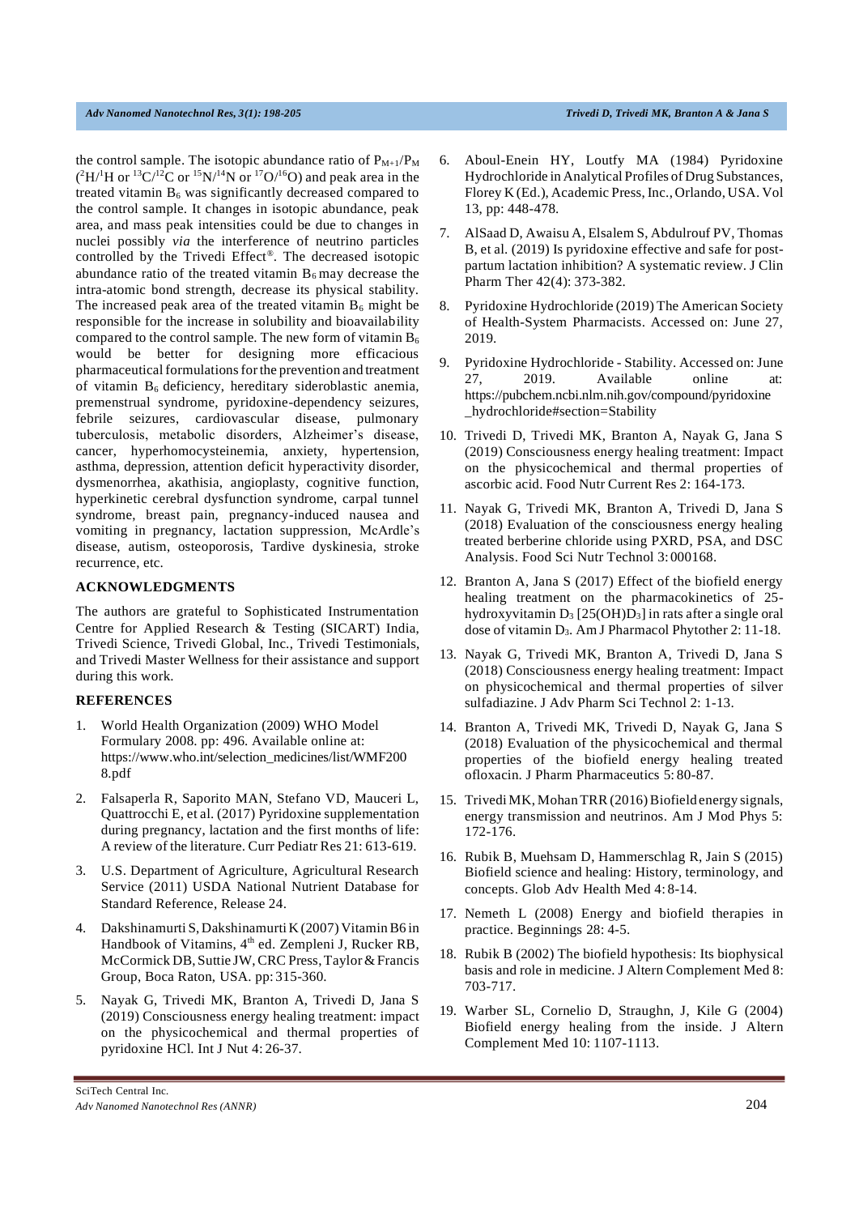the control sample. The isotopic abundance ratio of $P_{M+1}/P_M$ ($^2H/^1H$ or $^{13}C/^{12}C$ or $^{15}N/^{14}N$ or $^{17}O/^{16}O$) and peak area in the treated vitamin $B_6$ was significantly decreased compared to the control sample. It changes in isotopic abundance, peak area, and mass peak intensities could be due to changes in nuclei possibly *via* the interference of neutrino particles controlled by the Trivedi Effect®. The decreased isotopic abundance ratio of the treated vitamin $B_6$ may decrease the intra-atomic bond strength, decrease its physical stability. The increased peak area of the treated vitamin $B_6$ might be responsible for the increase in solubility and bioavailability compared to the control sample. The new form of vitamin $B_6$ would be better for designing more efficacious pharmaceutical formulations for the prevention and treatment of vitamin $B_6$ deficiency, hereditary sideroblastic anemia, premenstrual syndrome, pyridoxine-dependency seizures, febrile seizures, cardiovascular disease, pulmonary tuberculosis, metabolic disorders, Alzheimer's disease, cancer, hyperhomocysteinemia, anxiety, hypertension, asthma, depression, attention deficit hyperactivity disorder, dysmenorrhea, akathisia, angioplasty, cognitive function, hyperkinetic cerebral dysfunction syndrome, carpal tunnel syndrome, breast pain, pregnancy-induced nausea and vomiting in pregnancy, lactation suppression, McArdle's disease, autism, osteoporosis, Tardive dyskinesia, stroke recurrence, etc.

## ACKNOWLEDGMENTS

The authors are grateful to Sophisticated Instrumentation Centre for Applied Research & Testing (SICART) India, Trivedi Science, Trivedi Global, Inc., Trivedi Testimonials, and Trivedi Master Wellness for their assistance and support during this work.

## REFERENCES

1. World Health Organization (2009) WHO Model Formulary 2008. pp: 496. Available online at: https://www.who.int/selection_medicines/list/WMF2008.pdf
2. Falsaperla R, Saporito MAN, Stefano VD, Mauceri L, Quattrocchi E, et al. (2017) Pyridoxine supplementation during pregnancy, lactation and the first months of life: A review of the literature. Curr Pediatr Res 21: 613-619.
3. U.S. Department of Agriculture, Agricultural Research Service (2011) USDA National Nutrient Database for Standard Reference, Release 24.
4. Dakshinamurti S, Dakshinamurti K (2007) Vitamin B6 in Handbook of Vitamins, 4th ed. Zempleni J, Rucker RB, McCormick DB, Suttie JW, CRC Press, Taylor & Francis Group, Boca Raton, USA. pp: 315-360.
5. Nayak G, Trivedi MK, Branton A, Trivedi D, Jana S (2019) Consciousness energy healing treatment: impact on the physicochemical and thermal properties of pyridoxine HCl. Int J Nut 4: 26-37.
6. Aboul-Enein HY, Loutfy MA (1984) Pyridoxine Hydrochloride in Analytical Profiles of Drug Substances, Florey K (Ed.), Academic Press, Inc., Orlando, USA. Vol 13, pp: 448-478.
7. AlSaad D, Awaisu A, Elsalem S, Abdulrouf PV, Thomas B, et al. (2019) Is pyridoxine effective and safe for post-partum lactation inhibition? A systematic review. J Clin Pharm Ther 42(4): 373-382.
8. Pyridoxine Hydrochloride (2019) The American Society of Health-System Pharmacists. Accessed on: June 27, 2019.
9. Pyridoxine Hydrochloride - Stability. Accessed on: June 27, 2019. Available online at: https://pubchem.ncbi.nlm.nih.gov/compound/pyridoxine_hydrochloride#section=Stability
10. Trivedi D, Trivedi MK, Branton A, Nayak G, Jana S (2019) Consciousness energy healing treatment: Impact on the physicochemical and thermal properties of ascorbic acid. Food Nutr Current Res 2: 164-173.
11. Nayak G, Trivedi MK, Branton A, Trivedi D, Jana S (2018) Evaluation of the consciousness energy healing treated berberine chloride using PXRD, PSA, and DSC Analysis. Food Sci Nutr Technol 3: 000168.
12. Branton A, Jana S (2017) Effect of the biofield energy healing treatment on the pharmacokinetics of 25-hydroxyvitamin $D_3$ [25(OH)$D_3$] in rats after a single oral dose of vitamin $D_3$. Am J Pharmacol Phytother 2: 11-18.
13. Nayak G, Trivedi MK, Branton A, Trivedi D, Jana S (2018) Consciousness energy healing treatment: Impact on physicochemical and thermal properties of silver sulfadiazine. J Adv Pharm Sci Technol 2: 1-13.
14. Branton A, Trivedi MK, Trivedi D, Nayak G, Jana S (2018) Evaluation of the physicochemical and thermal properties of the biofield energy healing treated ofloxacin. J Pharm Pharmaceutics 5: 80-87.
15. Trivedi MK, Mohan TRR (2016) Biofield energy signals, energy transmission and neutrinos. Am J Mod Phys 5: 172-176.
16. Rubik B, Muehsam D, Hammerschlag R, Jain S (2015) Biofield science and healing: History, terminology, and concepts. Glob Adv Health Med 4: 8-14.
17. Nemeth L (2008) Energy and biofield therapies in practice. Beginnings 28: 4-5.
18. Rubik B (2002) The biofield hypothesis: Its biophysical basis and role in medicine. J Altern Complement Med 8: 703-717.
19. Warber SL, Cornelio D, Straughn, J, Kile G (2004) Biofield energy healing from the inside. J Altern Complement Med 10: 1107-1113.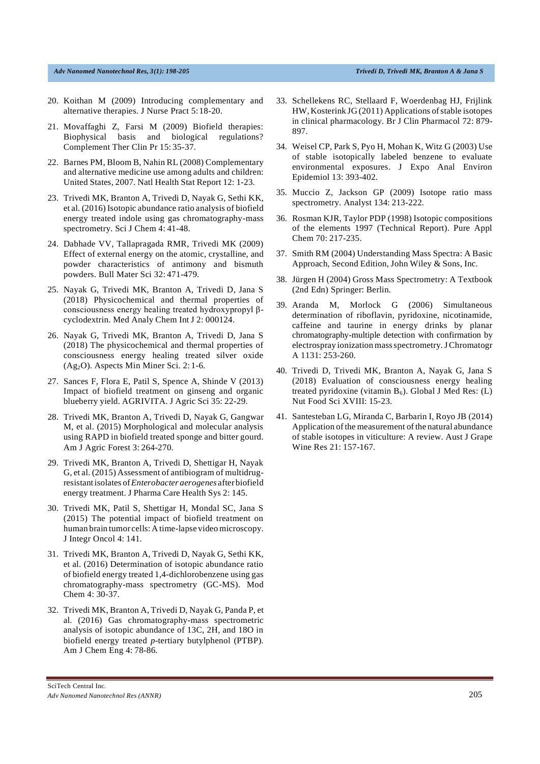20. Koithan M (2009) Introducing complementary and alternative therapies. J Nurse Pract 5: 18-20.

21. Movaffaghi Z, Farsi M (2009) Biofield therapies: Biophysical basis and biological regulations? Complement Ther Clin Pr 15: 35-37.

22. Barnes PM, Bloom B, Nahin RL (2008) Complementary and alternative medicine use among adults and children: United States, 2007. Natl Health Stat Report 12: 1-23.

23. Trivedi MK, Branton A, Trivedi D, Nayak G, Sethi KK, et al. (2016) Isotopic abundance ratio analysis of biofield energy treated indole using gas chromatography-mass spectrometry. Sci J Chem 4: 41-48.

24. Dabhade VV, Tallapragada RMR, Trivedi MK (2009) Effect of external energy on the atomic, crystalline, and powder characteristics of antimony and bismuth powders. Bull Mater Sci 32: 471-479.

25. Nayak G, Trivedi MK, Branton A, Trivedi D, Jana S (2018) Physicochemical and thermal properties of consciousness energy healing treated hydroxypropyl β-cyclodextrin. Med Analy Chem Int J 2: 000124.

26. Nayak G, Trivedi MK, Branton A, Trivedi D, Jana S (2018) The physicochemical and thermal properties of consciousness energy healing treated silver oxide ($Ag_2O$). Aspects Min Miner Sci. 2: 1-6.

27. Sances F, Flora E, Patil S, Spence A, Shinde V (2013) Impact of biofield treatment on ginseng and organic blueberry yield. AGRIVITA. J Agric Sci 35: 22-29.

28. Trivedi MK, Branton A, Trivedi D, Nayak G, Gangwar M, et al. (2015) Morphological and molecular analysis using RAPD in biofield treated sponge and bitter gourd. Am J Agric Forest 3: 264-270.

29. Trivedi MK, Branton A, Trivedi D, Shettigar H, Nayak G, et al. (2015) Assessment of antibiogram of multidrug-resistant isolates of *Enterobacter aerogenes* after biofield energy treatment. J Pharma Care Health Sys 2: 145.

30. Trivedi MK, Patil S, Shettigar H, Mondal SC, Jana S (2015) The potential impact of biofield treatment on human brain tumor cells: A time-lapse video microscopy. J Integr Oncol 4: 141.

31. Trivedi MK, Branton A, Trivedi D, Nayak G, Sethi KK, et al. (2016) Determination of isotopic abundance ratio of biofield energy treated 1,4-dichlorobenzene using gas chromatography-mass spectrometry (GC-MS). Mod Chem 4: 30-37.

32. Trivedi MK, Branton A, Trivedi D, Nayak G, Panda P, et al. (2016) Gas chromatography-mass spectrometric analysis of isotopic abundance of 13C, 2H, and 18O in biofield energy treated *p*-tertiary butylphenol (PTBP). Am J Chem Eng 4: 78-86.

33. Schellekens RC, Stellaard F, Woerdenbag HJ, Frijlink HW, Kosterink JG (2011) Applications of stable isotopes in clinical pharmacology. Br J Clin Pharmacol 72: 879-897.

34. Weisel CP, Park S, Pyo H, Mohan K, Witz G (2003) Use of stable isotopically labeled benzene to evaluate environmental exposures. J Expo Anal Environ Epidemiol 13: 393-402.

35. Muccio Z, Jackson GP (2009) Isotope ratio mass spectrometry. Analyst 134: 213-222.

36. Rosman KJR, Taylor PDP (1998) Isotopic compositions of the elements 1997 (Technical Report). Pure Appl Chem 70: 217-235.

37. Smith RM (2004) Understanding Mass Spectra: A Basic Approach, Second Edition, John Wiley & Sons, Inc.

38. Jürgen H (2004) Gross Mass Spectrometry: A Textbook (2nd Edn) Springer: Berlin.

39. Aranda M, Morlock G (2006) Simultaneous determination of riboflavin, pyridoxine, nicotinamide, caffeine and taurine in energy drinks by planar chromatography-multiple detection with confirmation by electrospray ionization mass spectrometry. J Chromatogr A 1131: 253-260.

40. Trivedi D, Trivedi MK, Branton A, Nayak G, Jana S (2018) Evaluation of consciousness energy healing treated pyridoxine (vitamin $B_6$). Global J Med Res: (L) Nut Food Sci XVIII: 15-23.

41. Santesteban LG, Miranda C, Barbarin I, Royo JB (2014) Application of the measurement of the natural abundance of stable isotopes in viticulture: A review. Aust J Grape Wine Res 21: 157-167.